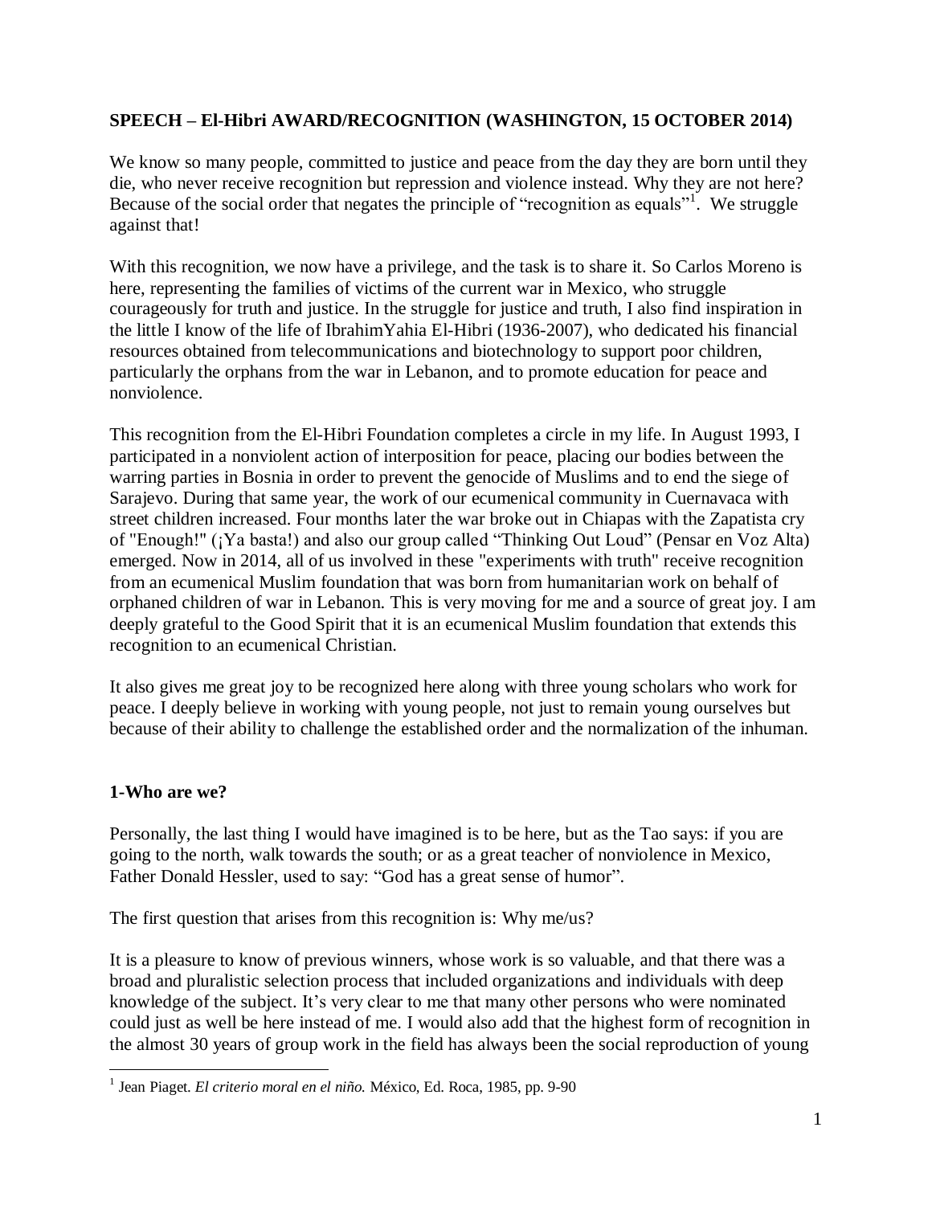**SPEECH – El-Hibri AWARD/RECOGNITION (WASHINGTON, 15 OCTOBER 2014)**

We know so many people, committed to justice and peace from the day they are born until they die, who never receive recognition but repression and violence instead. Why they are not here? Because of the social order that negates the principle of "recognition as equals"[1]. We struggle against that!

With this recognition, we now have a privilege, and the task is to share it. So Carlos Moreno is here, representing the families of victims of the current war in Mexico, who struggle courageously for truth and justice. In the struggle for justice and truth, I also find inspiration in the little I know of the life of IbrahimYahia El-Hibri (1936-2007), who dedicated his financial resources obtained from telecommunications and biotechnology to support poor children, particularly the orphans from the war in Lebanon, and to promote education for peace and nonviolence.

This recognition from the El-Hibri Foundation completes a circle in my life. In August 1993, I participated in a nonviolent action of interposition for peace, placing our bodies between the warring parties in Bosnia in order to prevent the genocide of Muslims and to end the siege of Sarajevo. During that same year, the work of our ecumenical community in Cuernavaca with street children increased. Four months later the war broke out in Chiapas with the Zapatista cry of "Enough!" (¡Ya basta!) and also our group called "Thinking Out Loud" (Pensar en Voz Alta) emerged. Now in 2014, all of us involved in these "experiments with truth" receive recognition from an ecumenical Muslim foundation that was born from humanitarian work on behalf of orphaned children of war in Lebanon. This is very moving for me and a source of great joy. I am deeply grateful to the Good Spirit that it is an ecumenical Muslim foundation that extends this recognition to an ecumenical Christian.

It also gives me great joy to be recognized here along with three young scholars who work for peace. I deeply believe in working with young people, not just to remain young ourselves but because of their ability to challenge the established order and the normalization of the inhuman.

## 1-Who are we?

Personally, the last thing I would have imagined is to be here, but as the Tao says: if you are going to the north, walk towards the south; or as a great teacher of nonviolence in Mexico, Father Donald Hessler, used to say: "God has a great sense of humor".

The first question that arises from this recognition is: Why me/us?

It is a pleasure to know of previous winners, whose work is so valuable, and that there was a broad and pluralistic selection process that included organizations and individuals with deep knowledge of the subject. It's very clear to me that many other persons who were nominated could just as well be here instead of me. I would also add that the highest form of recognition in the almost 30 years of group work in the field has always been the social reproduction of young

---

[1] Jean Piaget. *El criterio moral en el niño.* México, Ed. Roca, 1985, pp. 9-90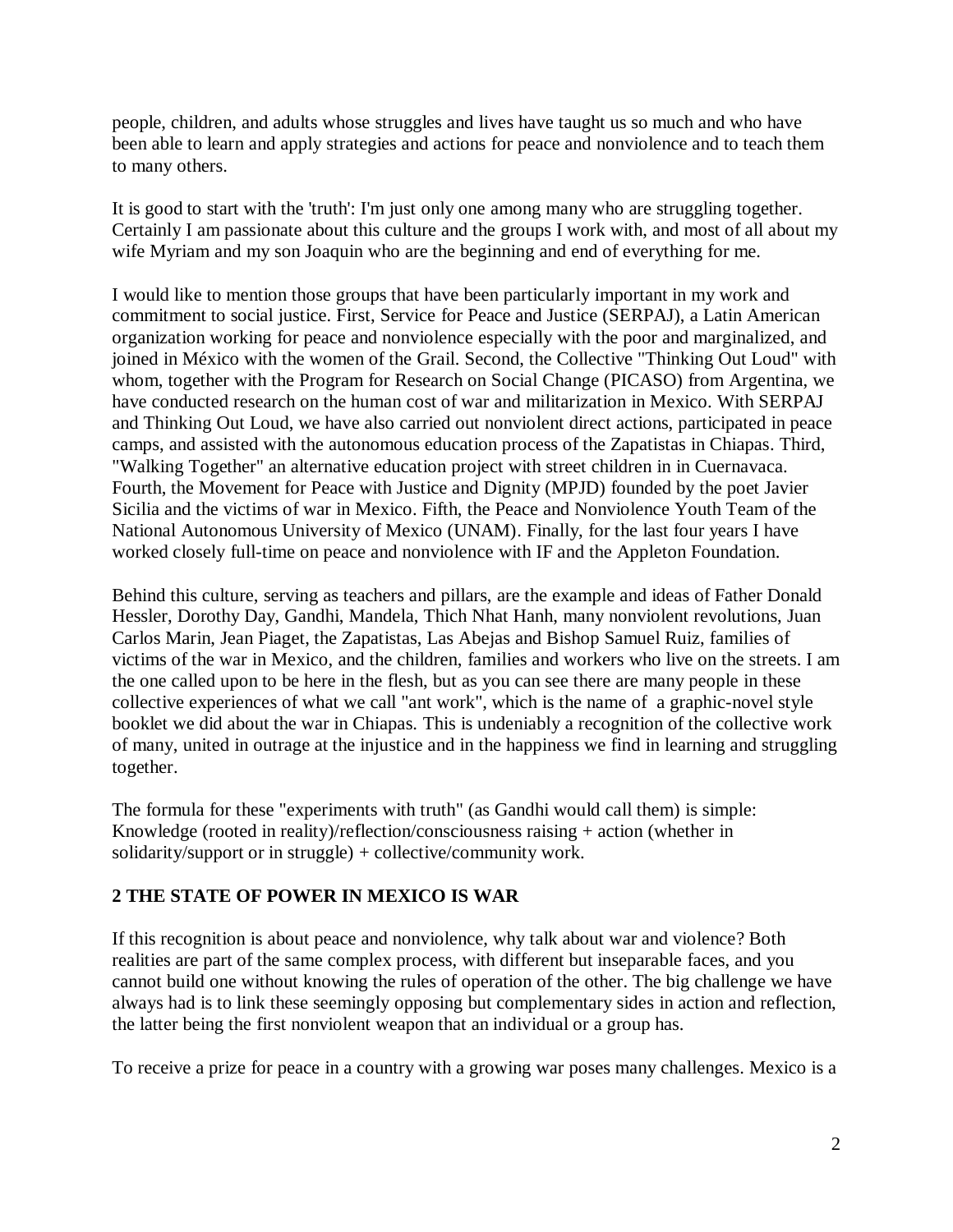people, children, and adults whose struggles and lives have taught us so much and who have been able to learn and apply strategies and actions for peace and nonviolence and to teach them to many others.

It is good to start with the 'truth': I'm just only one among many who are struggling together. Certainly I am passionate about this culture and the groups I work with, and most of all about my wife Myriam and my son Joaquin who are the beginning and end of everything for me.

I would like to mention those groups that have been particularly important in my work and commitment to social justice. First, Service for Peace and Justice (SERPAJ), a Latin American organization working for peace and nonviolence especially with the poor and marginalized, and joined in México with the women of the Grail. Second, the Collective "Thinking Out Loud" with whom, together with the Program for Research on Social Change (PICASO) from Argentina, we have conducted research on the human cost of war and militarization in Mexico. With SERPAJ and Thinking Out Loud, we have also carried out nonviolent direct actions, participated in peace camps, and assisted with the autonomous education process of the Zapatistas in Chiapas. Third, "Walking Together" an alternative education project with street children in in Cuernavaca. Fourth, the Movement for Peace with Justice and Dignity (MPJD) founded by the poet Javier Sicilia and the victims of war in Mexico. Fifth, the Peace and Nonviolence Youth Team of the National Autonomous University of Mexico (UNAM). Finally, for the last four years I have worked closely full-time on peace and nonviolence with IF and the Appleton Foundation.

Behind this culture, serving as teachers and pillars, are the example and ideas of Father Donald Hessler, Dorothy Day, Gandhi, Mandela, Thich Nhat Hanh, many nonviolent revolutions, Juan Carlos Marin, Jean Piaget, the Zapatistas, Las Abejas and Bishop Samuel Ruiz, families of victims of the war in Mexico, and the children, families and workers who live on the streets. I am the one called upon to be here in the flesh, but as you can see there are many people in these collective experiences of what we call "ant work", which is the name of a graphic-novel style booklet we did about the war in Chiapas. This is undeniably a recognition of the collective work of many, united in outrage at the injustice and in the happiness we find in learning and struggling together.

The formula for these "experiments with truth" (as Gandhi would call them) is simple: Knowledge (rooted in reality)/reflection/consciousness raising + action (whether in solidarity/support or in struggle) + collective/community work.

## 2 THE STATE OF POWER IN MEXICO IS WAR

If this recognition is about peace and nonviolence, why talk about war and violence? Both realities are part of the same complex process, with different but inseparable faces, and you cannot build one without knowing the rules of operation of the other. The big challenge we have always had is to link these seemingly opposing but complementary sides in action and reflection, the latter being the first nonviolent weapon that an individual or a group has.

To receive a prize for peace in a country with a growing war poses many challenges. Mexico is a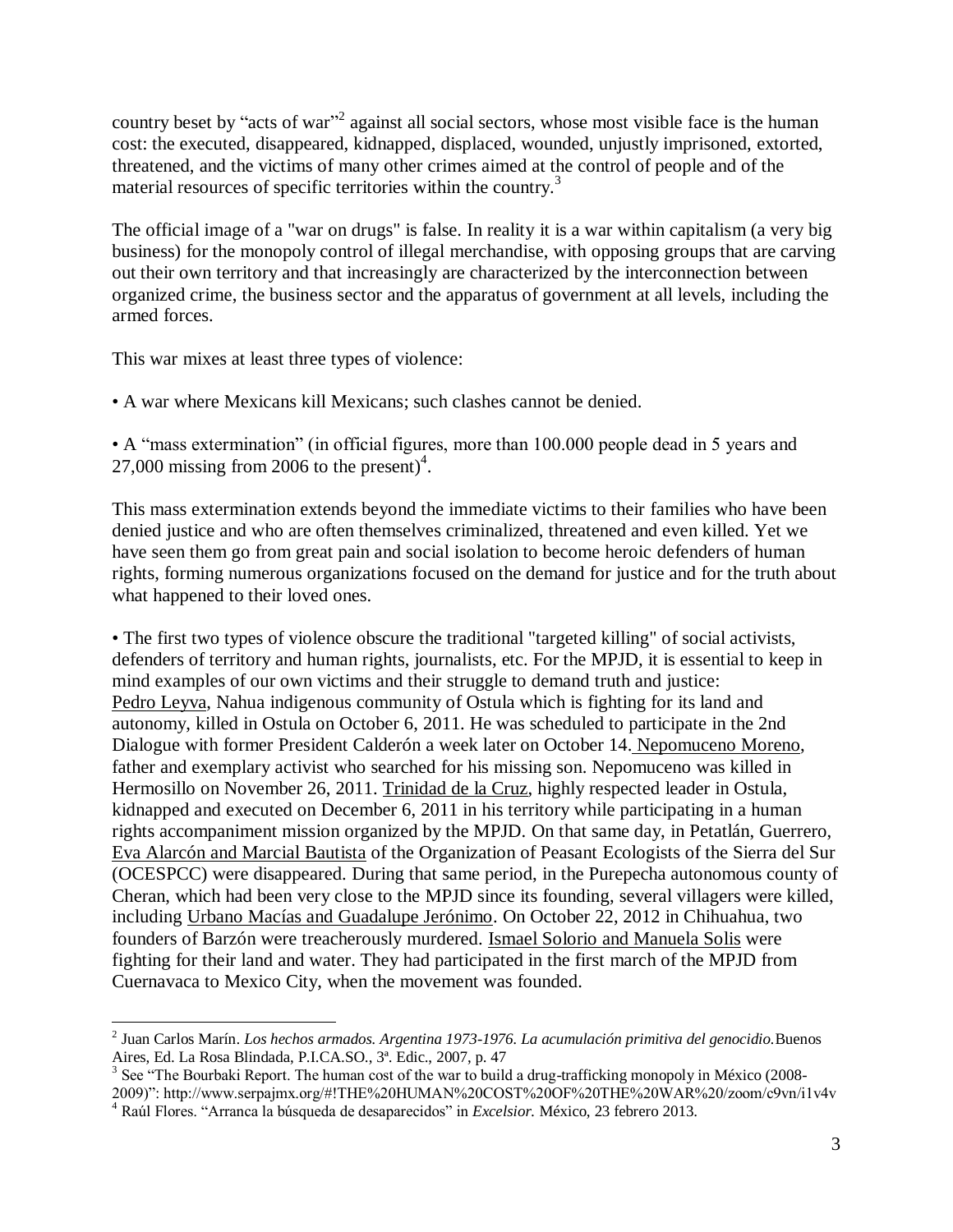country beset by "acts of war"[2] against all social sectors, whose most visible face is the human cost: the executed, disappeared, kidnapped, displaced, wounded, unjustly imprisoned, extorted, threatened, and the victims of many other crimes aimed at the control of people and of the material resources of specific territories within the country.[3]

The official image of a "war on drugs" is false. In reality it is a war within capitalism (a very big business) for the monopoly control of illegal merchandise, with opposing groups that are carving out their own territory and that increasingly are characterized by the interconnection between organized crime, the business sector and the apparatus of government at all levels, including the armed forces.

This war mixes at least three types of violence:

• A war where Mexicans kill Mexicans; such clashes cannot be denied.

• A "mass extermination" (in official figures, more than 100.000 people dead in 5 years and 27,000 missing from 2006 to the present)[4].

This mass extermination extends beyond the immediate victims to their families who have been denied justice and who are often themselves criminalized, threatened and even killed. Yet we have seen them go from great pain and social isolation to become heroic defenders of human rights, forming numerous organizations focused on the demand for justice and for the truth about what happened to their loved ones.

• The first two types of violence obscure the traditional "targeted killing" of social activists, defenders of territory and human rights, journalists, etc. For the MPJD, it is essential to keep in mind examples of our own victims and their struggle to demand truth and justice: Pedro Leyva, Nahua indigenous community of Ostula which is fighting for its land and autonomy, killed in Ostula on October 6, 2011. He was scheduled to participate in the 2nd Dialogue with former President Calderón a week later on October 14. Nepomuceno Moreno, father and exemplary activist who searched for his missing son. Nepomuceno was killed in Hermosillo on November 26, 2011. Trinidad de la Cruz, highly respected leader in Ostula, kidnapped and executed on December 6, 2011 in his territory while participating in a human rights accompaniment mission organized by the MPJD. On that same day, in Petatlán, Guerrero, Eva Alarcón and Marcial Bautista of the Organization of Peasant Ecologists of the Sierra del Sur (OCESPCC) were disappeared. During that same period, in the Purepecha autonomous county of Cheran, which had been very close to the MPJD since its founding, several villagers were killed, including Urbano Macías and Guadalupe Jerónimo. On October 22, 2012 in Chihuahua, two founders of Barzón were treacherously murdered. Ismael Solorio and Manuela Solis were fighting for their land and water. They had participated in the first march of the MPJD from Cuernavaca to Mexico City, when the movement was founded.

---

[2] Juan Carlos Marín. *Los hechos armados. Argentina 1973-1976. La acumulación primitiva del genocidio.* Buenos Aires, Ed. La Rosa Blindada, P.I.CA.SO., 3ª. Edic., 2007, p. 47

[3] See "The Bourbaki Report. The human cost of the war to build a drug-trafficking monopoly in México (2008-2009)": http://www.serpajmx.org/#!THE%20HUMAN%20COST%20OF%20THE%20WAR%20/zoom/c9vn/i1v4v

[4] Raúl Flores. "Arranca la búsqueda de desaparecidos" in *Excelsior.* México, 23 febrero 2013.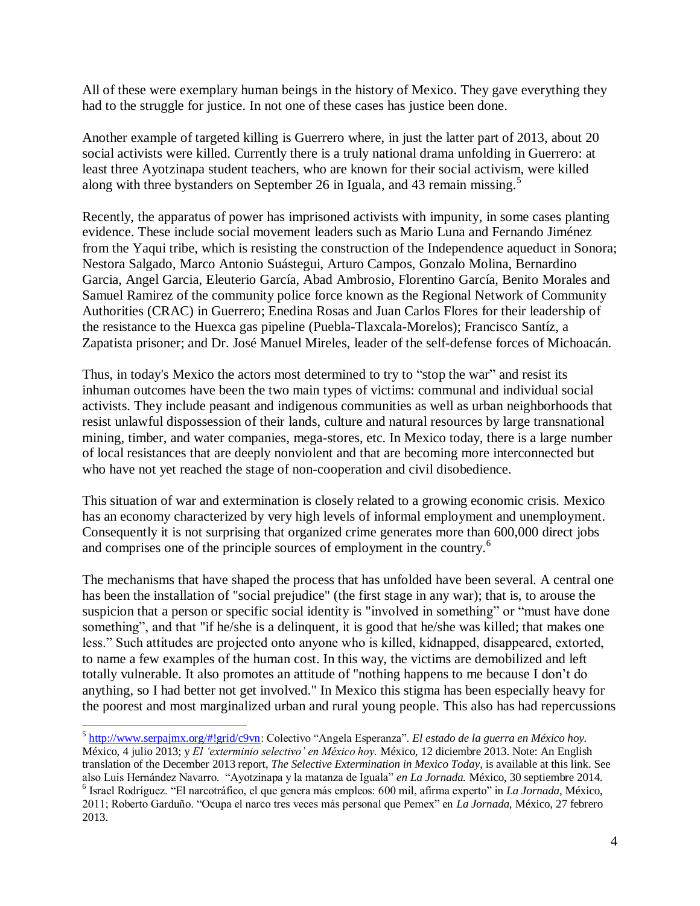All of these were exemplary human beings in the history of Mexico. They gave everything they had to the struggle for justice. In not one of these cases has justice been done.

Another example of targeted killing is Guerrero where, in just the latter part of 2013, about 20 social activists were killed. Currently there is a truly national drama unfolding in Guerrero: at least three Ayotzinapa student teachers, who are known for their social activism, were killed along with three bystanders on September 26 in Iguala, and 43 remain missing.[5]

Recently, the apparatus of power has imprisoned activists with impunity, in some cases planting evidence. These include social movement leaders such as Mario Luna and Fernando Jiménez from the Yaqui tribe, which is resisting the construction of the Independence aqueduct in Sonora; Nestora Salgado, Marco Antonio Suástegui, Arturo Campos, Gonzalo Molina, Bernardino Garcia, Angel Garcia, Eleuterio García, Abad Ambrosio, Florentino García, Benito Morales and Samuel Ramirez of the community police force known as the Regional Network of Community Authorities (CRAC) in Guerrero; Enedina Rosas and Juan Carlos Flores for their leadership of the resistance to the Huexca gas pipeline (Puebla-Tlaxcala-Morelos); Francisco Santíz, a Zapatista prisoner; and Dr. José Manuel Mireles, leader of the self-defense forces of Michoacán.

Thus, in today's Mexico the actors most determined to try to "stop the war" and resist its inhuman outcomes have been the two main types of victims: communal and individual social activists. They include peasant and indigenous communities as well as urban neighborhoods that resist unlawful dispossession of their lands, culture and natural resources by large transnational mining, timber, and water companies, mega-stores, etc. In Mexico today, there is a large number of local resistances that are deeply nonviolent and that are becoming more interconnected but who have not yet reached the stage of non-cooperation and civil disobedience.

This situation of war and extermination is closely related to a growing economic crisis. Mexico has an economy characterized by very high levels of informal employment and unemployment. Consequently it is not surprising that organized crime generates more than 600,000 direct jobs and comprises one of the principle sources of employment in the country.[6]

The mechanisms that have shaped the process that has unfolded have been several. A central one has been the installation of "social prejudice" (the first stage in any war); that is, to arouse the suspicion that a person or specific social identity is "involved in something" or "must have done something", and that "if he/she is a delinquent, it is good that he/she was killed; that makes one less." Such attitudes are projected onto anyone who is killed, kidnapped, disappeared, extorted, to name a few examples of the human cost. In this way, the victims are demobilized and left totally vulnerable. It also promotes an attitude of "nothing happens to me because I don't do anything, so I had better not get involved." In Mexico this stigma has been especially heavy for the poorest and most marginalized urban and rural young people. This also has had repercussions

---

[5] http://www.serpajmx.org/#!grid/c9vn: Colectivo "Angela Esperanza". *El estado de la guerra en México hoy.* México, 4 julio 2013; y *El 'exterminio selectivo' en México hoy.* México, 12 diciembre 2013. Note: An English translation of the December 2013 report, *The Selective Extermination in Mexico Today*, is available at this link. See also Luis Hernández Navarro. "Ayotzinapa y la matanza de Iguala" *en La Jornada.* México, 30 septiembre 2014.

[6] Israel Rodríguez. "El narcotráfico, el que genera más empleos: 600 mil, afirma experto" in *La Jornada*, México, 2011; Roberto Garduño. "Ocupa el narco tres veces más personal que Pemex" en *La Jornada*, México, 27 febrero 2013.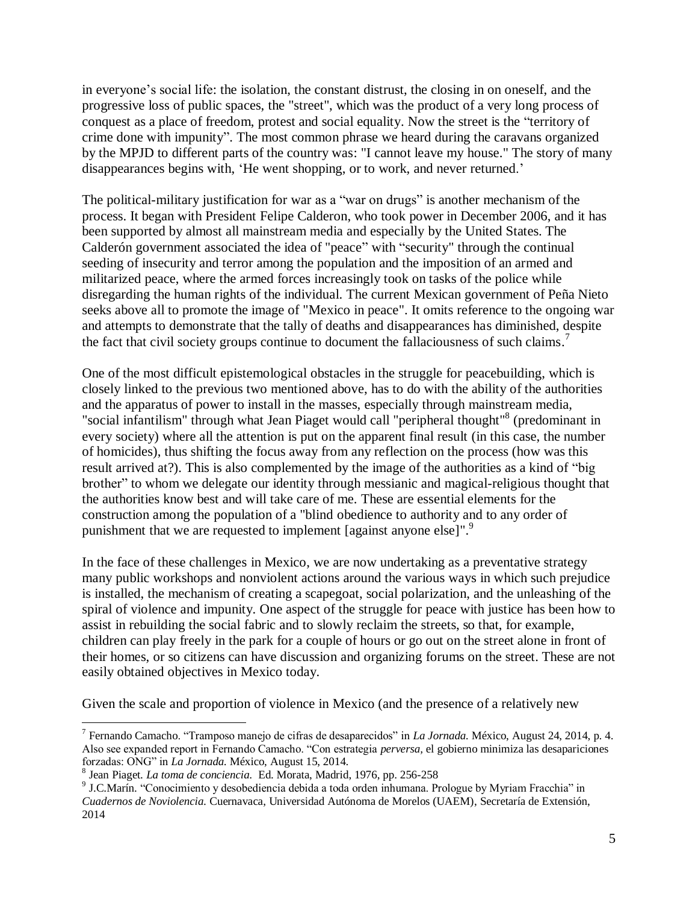in everyone's social life: the isolation, the constant distrust, the closing in on oneself, and the progressive loss of public spaces, the "street", which was the product of a very long process of conquest as a place of freedom, protest and social equality. Now the street is the "territory of crime done with impunity". The most common phrase we heard during the caravans organized by the MPJD to different parts of the country was: "I cannot leave my house." The story of many disappearances begins with, 'He went shopping, or to work, and never returned.'

The political-military justification for war as a "war on drugs" is another mechanism of the process. It began with President Felipe Calderon, who took power in December 2006, and it has been supported by almost all mainstream media and especially by the United States. The Calderón government associated the idea of "peace" with "security" through the continual seeding of insecurity and terror among the population and the imposition of an armed and militarized peace, where the armed forces increasingly took on tasks of the police while disregarding the human rights of the individual. The current Mexican government of Peña Nieto seeks above all to promote the image of "Mexico in peace". It omits reference to the ongoing war and attempts to demonstrate that the tally of deaths and disappearances has diminished, despite the fact that civil society groups continue to document the fallaciousness of such claims.[7]

One of the most difficult epistemological obstacles in the struggle for peacebuilding, which is closely linked to the previous two mentioned above, has to do with the ability of the authorities and the apparatus of power to install in the masses, especially through mainstream media, "social infantilism" through what Jean Piaget would call "peripheral thought"[8] (predominant in every society) where all the attention is put on the apparent final result (in this case, the number of homicides), thus shifting the focus away from any reflection on the process (how was this result arrived at?). This is also complemented by the image of the authorities as a kind of "big brother" to whom we delegate our identity through messianic and magical-religious thought that the authorities know best and will take care of me. These are essential elements for the construction among the population of a "blind obedience to authority and to any order of punishment that we are requested to implement [against anyone else]".[9]

In the face of these challenges in Mexico, we are now undertaking as a preventative strategy many public workshops and nonviolent actions around the various ways in which such prejudice is installed, the mechanism of creating a scapegoat, social polarization, and the unleashing of the spiral of violence and impunity. One aspect of the struggle for peace with justice has been how to assist in rebuilding the social fabric and to slowly reclaim the streets, so that, for example, children can play freely in the park for a couple of hours or go out on the street alone in front of their homes, or so citizens can have discussion and organizing forums on the street. These are not easily obtained objectives in Mexico today.

Given the scale and proportion of violence in Mexico (and the presence of a relatively new

---

[7] Fernando Camacho. "Tramposo manejo de cifras de desaparecidos" in *La Jornada.* México, August 24, 2014, p. 4. Also see expanded report in Fernando Camacho. "Con estrategia *perversa,* el gobierno minimiza las desapariciones forzadas: ONG" in *La Jornada.* México, August 15, 2014.

[8] Jean Piaget. *La toma de conciencia.* Ed. Morata, Madrid, 1976, pp. 256-258

[9] J.C.Marín. "Conocimiento y desobediencia debida a toda orden inhumana. Prologue by Myriam Fracchia" in *Cuadernos de Noviolencia.* Cuernavaca, Universidad Autónoma de Morelos (UAEM), Secretaría de Extensión, 2014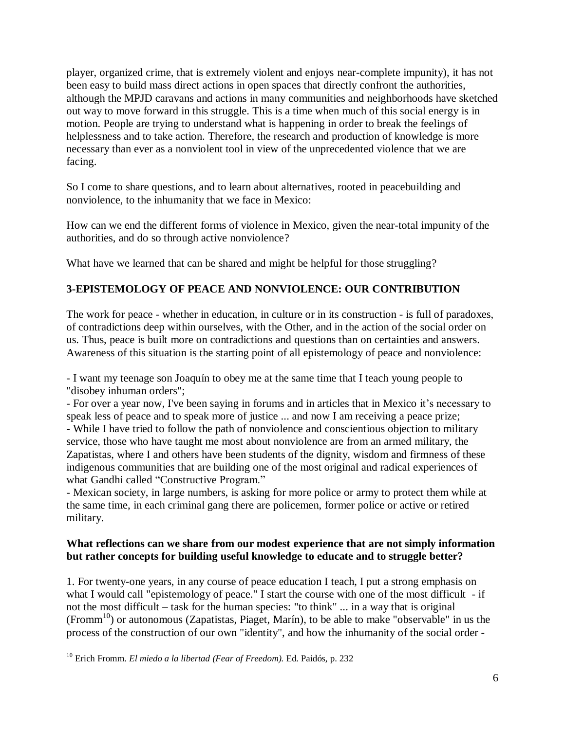player, organized crime, that is extremely violent and enjoys near-complete impunity), it has not been easy to build mass direct actions in open spaces that directly confront the authorities, although the MPJD caravans and actions in many communities and neighborhoods have sketched out way to move forward in this struggle. This is a time when much of this social energy is in motion. People are trying to understand what is happening in order to break the feelings of helplessness and to take action. Therefore, the research and production of knowledge is more necessary than ever as a nonviolent tool in view of the unprecedented violence that we are facing.

So I come to share questions, and to learn about alternatives, rooted in peacebuilding and nonviolence, to the inhumanity that we face in Mexico:

How can we end the different forms of violence in Mexico, given the near-total impunity of the authorities, and do so through active nonviolence?

What have we learned that can be shared and might be helpful for those struggling?

## 3-EPISTEMOLOGY OF PEACE AND NONVIOLENCE: OUR CONTRIBUTION

The work for peace - whether in education, in culture or in its construction - is full of paradoxes, of contradictions deep within ourselves, with the Other, and in the action of the social order on us. Thus, peace is built more on contradictions and questions than on certainties and answers. Awareness of this situation is the starting point of all epistemology of peace and nonviolence:

- I want my teenage son Joaquín to obey me at the same time that I teach young people to "disobey inhuman orders";
- For over a year now, I've been saying in forums and in articles that in Mexico it's necessary to speak less of peace and to speak more of justice ... and now I am receiving a peace prize;
- While I have tried to follow the path of nonviolence and conscientious objection to military service, those who have taught me most about nonviolence are from an armed military, the Zapatistas, where I and others have been students of the dignity, wisdom and firmness of these indigenous communities that are building one of the most original and radical experiences of what Gandhi called "Constructive Program."
- Mexican society, in large numbers, is asking for more police or army to protect them while at the same time, in each criminal gang there are policemen, former police or active or retired military.

**What reflections can we share from our modest experience that are not simply information but rather concepts for building useful knowledge to educate and to struggle better?**

1. For twenty-one years, in any course of peace education I teach, I put a strong emphasis on what I would call "epistemology of peace." I start the course with one of the most difficult - if not the most difficult – task for the human species: "to think" ... in a way that is original (Fromm[10]) or autonomous (Zapatistas, Piaget, Marín), to be able to make "observable" in us the process of the construction of our own "identity", and how the inhumanity of the social order -

[10] Erich Fromm. *El miedo a la libertad (Fear of Freedom).* Ed. Paidós, p. 232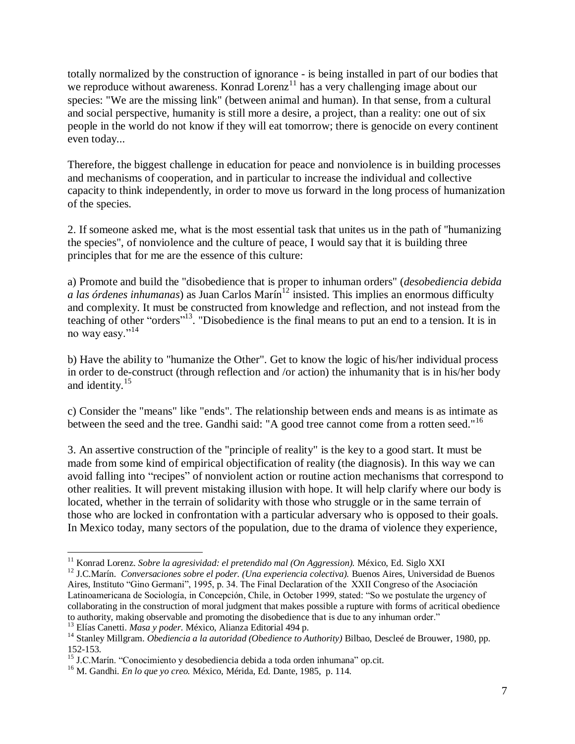totally normalized by the construction of ignorance - is being installed in part of our bodies that we reproduce without awareness. Konrad Lorenz[11] has a very challenging image about our species: "We are the missing link" (between animal and human). In that sense, from a cultural and social perspective, humanity is still more a desire, a project, than a reality: one out of six people in the world do not know if they will eat tomorrow; there is genocide on every continent even today...

Therefore, the biggest challenge in education for peace and nonviolence is in building processes and mechanisms of cooperation, and in particular to increase the individual and collective capacity to think independently, in order to move us forward in the long process of humanization of the species.

2. If someone asked me, what is the most essential task that unites us in the path of "humanizing the species", of nonviolence and the culture of peace, I would say that it is building three principles that for me are the essence of this culture:

a) Promote and build the "disobedience that is proper to inhuman orders" (*desobediencia debida a las órdenes inhumanas*) as Juan Carlos Marín[12] insisted. This implies an enormous difficulty and complexity. It must be constructed from knowledge and reflection, and not instead from the teaching of other "orders"[13]. "Disobedience is the final means to put an end to a tension. It is in no way easy."[14]

b) Have the ability to "humanize the Other". Get to know the logic of his/her individual process in order to de-construct (through reflection and /or action) the inhumanity that is in his/her body and identity.[15]

c) Consider the "means" like "ends". The relationship between ends and means is as intimate as between the seed and the tree. Gandhi said: "A good tree cannot come from a rotten seed."[16]

3. An assertive construction of the "principle of reality" is the key to a good start. It must be made from some kind of empirical objectification of reality (the diagnosis). In this way we can avoid falling into "recipes" of nonviolent action or routine action mechanisms that correspond to other realities. It will prevent mistaking illusion with hope. It will help clarify where our body is located, whether in the terrain of solidarity with those who struggle or in the same terrain of those who are locked in confrontation with a particular adversary who is opposed to their goals. In Mexico today, many sectors of the population, due to the drama of violence they experience,

---

[11] Konrad Lorenz. *Sobre la agresividad: el pretendido mal (On Aggression).* México, Ed. Siglo XXI

[12] J.C.Marín. *Conversaciones sobre el poder. (Una experiencia colectiva).* Buenos Aires, Universidad de Buenos Aires, Instituto "Gino Germani", 1995, p. 34. The Final Declaration of the XXII Congreso of the Asociación Latinoamericana de Sociología, in Concepción, Chile, in October 1999, stated: "So we postulate the urgency of collaborating in the construction of moral judgment that makes possible a rupture with forms of acritical obedience to authority, making observable and promoting the disobedience that is due to any inhuman order."

[13] Elías Canetti. *Masa y poder.* México, Alianza Editorial 494 p.

[14] Stanley Millgram. *Obediencia a la autoridad (Obedience to Authority)* Bilbao, Descleé de Brouwer, 1980, pp. 152-153.

[15] J.C.Marín. "Conocimiento y desobediencia debida a toda orden inhumana" op.cit.

[16] M. Gandhi. *En lo que yo creo.* México, Mérida, Ed. Dante, 1985, p. 114.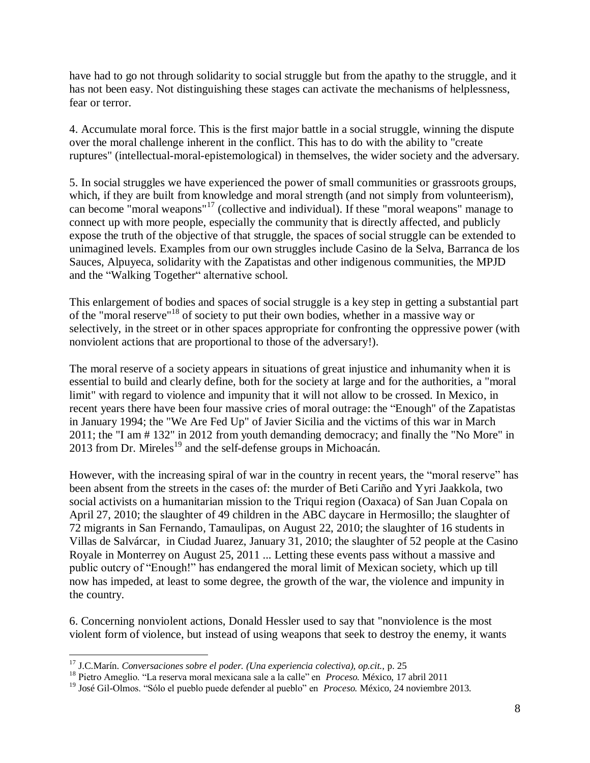have had to go not through solidarity to social struggle but from the apathy to the struggle, and it has not been easy. Not distinguishing these stages can activate the mechanisms of helplessness, fear or terror.

4. Accumulate moral force. This is the first major battle in a social struggle, winning the dispute over the moral challenge inherent in the conflict. This has to do with the ability to "create ruptures" (intellectual-moral-epistemological) in themselves, the wider society and the adversary.

5. In social struggles we have experienced the power of small communities or grassroots groups, which, if they are built from knowledge and moral strength (and not simply from volunteerism), can become "moral weapons"[17] (collective and individual). If these "moral weapons" manage to connect up with more people, especially the community that is directly affected, and publicly expose the truth of the objective of that struggle, the spaces of social struggle can be extended to unimagined levels. Examples from our own struggles include Casino de la Selva, Barranca de los Sauces, Alpuyeca, solidarity with the Zapatistas and other indigenous communities, the MPJD and the "Walking Together" alternative school.

This enlargement of bodies and spaces of social struggle is a key step in getting a substantial part of the "moral reserve"[18] of society to put their own bodies, whether in a massive way or selectively, in the street or in other spaces appropriate for confronting the oppressive power (with nonviolent actions that are proportional to those of the adversary!).

The moral reserve of a society appears in situations of great injustice and inhumanity when it is essential to build and clearly define, both for the society at large and for the authorities, a "moral limit" with regard to violence and impunity that it will not allow to be crossed. In Mexico, in recent years there have been four massive cries of moral outrage: the "Enough" of the Zapatistas in January 1994; the "We Are Fed Up" of Javier Sicilia and the victims of this war in March 2011; the "I am # 132" in 2012 from youth demanding democracy; and finally the "No More" in 2013 from Dr. Mireles[19] and the self-defense groups in Michoacán.

However, with the increasing spiral of war in the country in recent years, the "moral reserve" has been absent from the streets in the cases of: the murder of Beti Cariño and Yyri Jaakkola, two social activists on a humanitarian mission to the Triqui region (Oaxaca) of San Juan Copala on April 27, 2010; the slaughter of 49 children in the ABC daycare in Hermosillo; the slaughter of 72 migrants in San Fernando, Tamaulipas, on August 22, 2010; the slaughter of 16 students in Villas de Salvárcar, in Ciudad Juarez, January 31, 2010; the slaughter of 52 people at the Casino Royale in Monterrey on August 25, 2011 ... Letting these events pass without a massive and public outcry of "Enough!" has endangered the moral limit of Mexican society, which up till now has impeded, at least to some degree, the growth of the war, the violence and impunity in the country.

6. Concerning nonviolent actions, Donald Hessler used to say that "nonviolence is the most violent form of violence, but instead of using weapons that seek to destroy the enemy, it wants

---

[17] J.C.Marín. *Conversaciones sobre el poder. (Una experiencia colectiva), op.cit.*, p. 25

[18] Pietro Ameglio. "La reserva moral mexicana sale a la calle" en *Proceso*. México, 17 abril 2011

[19] José Gil-Olmos. "Sólo el pueblo puede defender al pueblo" en *Proceso*. México, 24 noviembre 2013.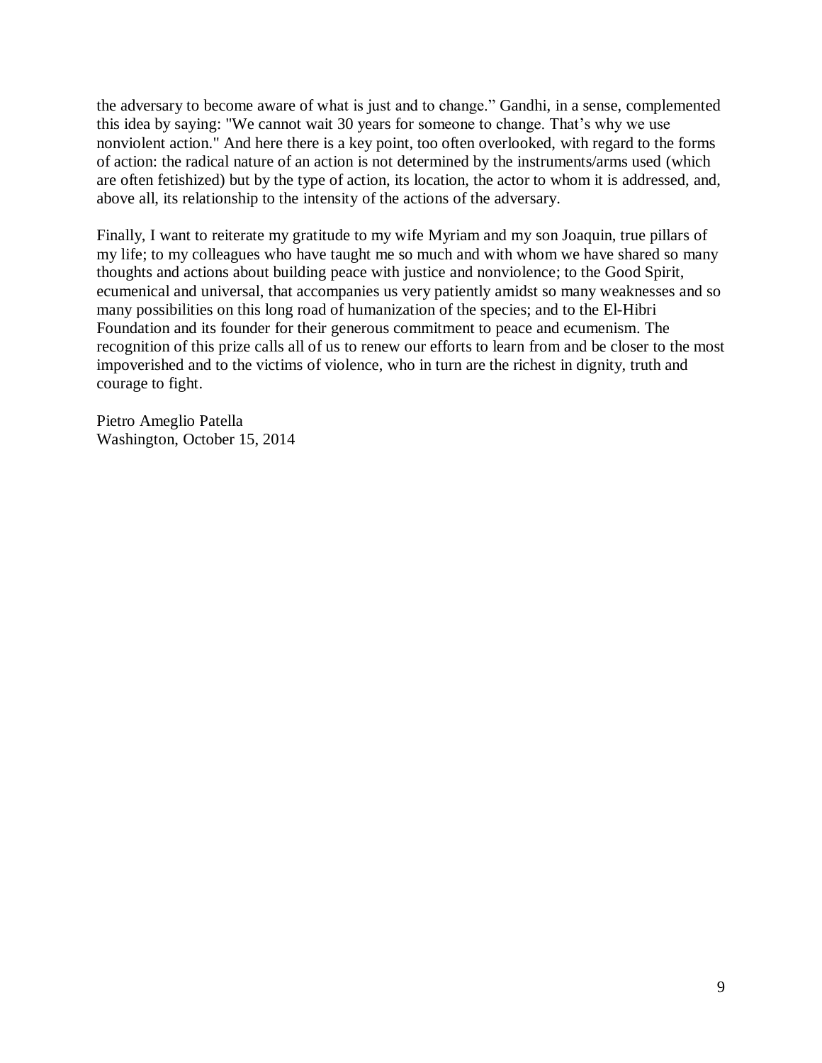the adversary to become aware of what is just and to change." Gandhi, in a sense, complemented this idea by saying: "We cannot wait 30 years for someone to change. That's why we use nonviolent action." And here there is a key point, too often overlooked, with regard to the forms of action: the radical nature of an action is not determined by the instruments/arms used (which are often fetishized) but by the type of action, its location, the actor to whom it is addressed, and, above all, its relationship to the intensity of the actions of the adversary.

Finally, I want to reiterate my gratitude to my wife Myriam and my son Joaquin, true pillars of my life; to my colleagues who have taught me so much and with whom we have shared so many thoughts and actions about building peace with justice and nonviolence; to the Good Spirit, ecumenical and universal, that accompanies us very patiently amidst so many weaknesses and so many possibilities on this long road of humanization of the species; and to the El-Hibri Foundation and its founder for their generous commitment to peace and ecumenism. The recognition of this prize calls all of us to renew our efforts to learn from and be closer to the most impoverished and to the victims of violence, who in turn are the richest in dignity, truth and courage to fight.

Pietro Ameglio Patella  
Washington, October 15, 2014